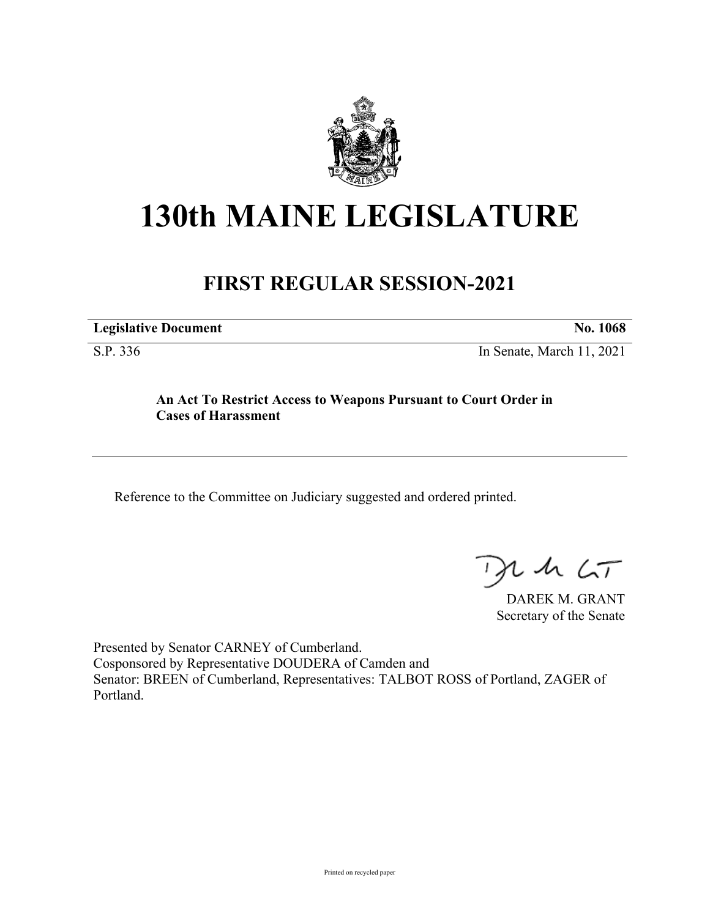# 130th MAINE LEGISLATURE

## FIRST REGULAR SESSION-2021

| **Legislative Document** | **No. 1068** |
| --- | --- |
| S.P. 336 | In Senate, March 11, 2021 |

**An Act To Restrict Access to Weapons Pursuant to Court Order in Cases of Harassment**

Reference to the Committee on Judiciary suggested and ordered printed.

DAREK M. GRANT
Secretary of the Senate

Presented by Senator CARNEY of Cumberland.
Cosponsored by Representative DOUDERA of Camden and
Senator: BREEN of Cumberland, Representatives: TALBOT ROSS of Portland, ZAGER of Portland.

Printed on recycled paper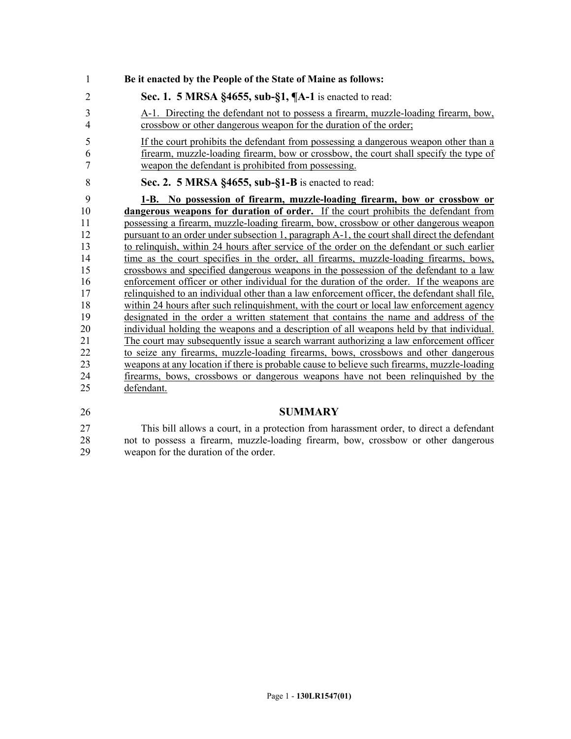**Be it enacted by the People of the State of Maine as follows:**

**Sec. 1. 5 MRSA §4655, sub-§1, ¶A-1** is enacted to read:

A-1. Directing the defendant not to possess a firearm, muzzle-loading firearm, bow, crossbow or other dangerous weapon for the duration of the order;

If the court prohibits the defendant from possessing a dangerous weapon other than a firearm, muzzle-loading firearm, bow or crossbow, the court shall specify the type of weapon the defendant is prohibited from possessing.

**Sec. 2. 5 MRSA §4655, sub-§1-B** is enacted to read:

**1-B. No possession of firearm, muzzle-loading firearm, bow or crossbow or dangerous weapons for duration of order.** If the court prohibits the defendant from possessing a firearm, muzzle-loading firearm, bow, crossbow or other dangerous weapon pursuant to an order under subsection 1, paragraph A-1, the court shall direct the defendant to relinquish, within 24 hours after service of the order on the defendant or such earlier time as the court specifies in the order, all firearms, muzzle-loading firearms, bows, crossbows and specified dangerous weapons in the possession of the defendant to a law enforcement officer or other individual for the duration of the order. If the weapons are relinquished to an individual other than a law enforcement officer, the defendant shall file, within 24 hours after such relinquishment, with the court or local law enforcement agency designated in the order a written statement that contains the name and address of the individual holding the weapons and a description of all weapons held by that individual. The court may subsequently issue a search warrant authorizing a law enforcement officer to seize any firearms, muzzle-loading firearms, bows, crossbows and other dangerous weapons at any location if there is probable cause to believe such firearms, muzzle-loading firearms, bows, crossbows or dangerous weapons have not been relinquished by the defendant.

## SUMMARY

This bill allows a court, in a protection from harassment order, to direct a defendant not to possess a firearm, muzzle-loading firearm, bow, crossbow or other dangerous weapon for the duration of the order.